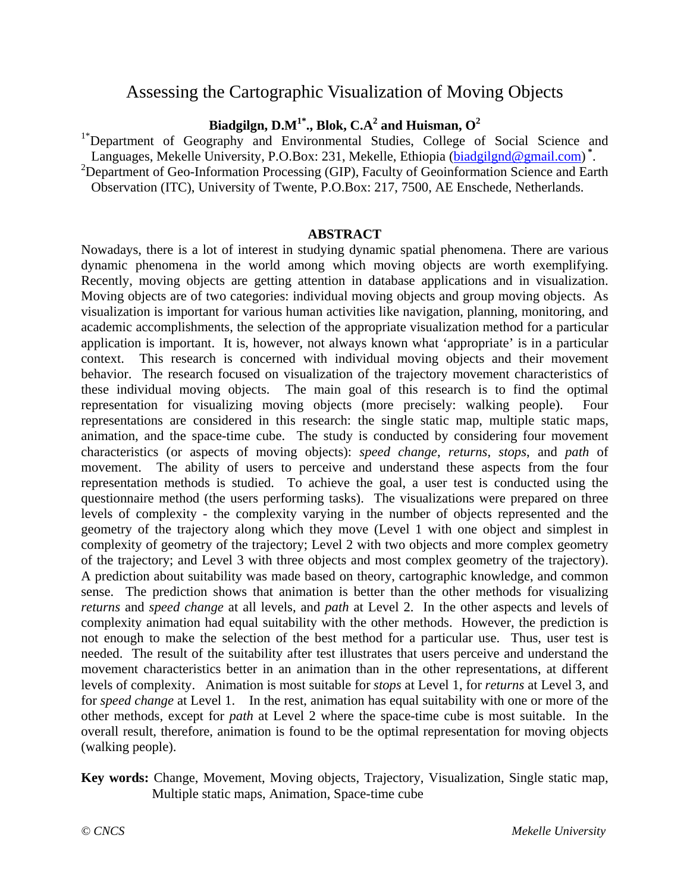# Assessing the Cartographic Visualization of Moving Objects

**Biadgilgn, D.M[1*]., Blok, C.A[2] and Huisman, O[2]**

[1*]Department of Geography and Environmental Studies, College of Social Science and Languages, Mekelle University, P.O.Box: 231, Mekelle, Ethiopia (biadgilgnd@gmail.com) [*].

[2]Department of Geo-Information Processing (GIP), Faculty of Geoinformation Science and Earth Observation (ITC), University of Twente, P.O.Box: 217, 7500, AE Enschede, Netherlands.

## ABSTRACT

Nowadays, there is a lot of interest in studying dynamic spatial phenomena. There are various dynamic phenomena in the world among which moving objects are worth exemplifying. Recently, moving objects are getting attention in database applications and in visualization. Moving objects are of two categories: individual moving objects and group moving objects. As visualization is important for various human activities like navigation, planning, monitoring, and academic accomplishments, the selection of the appropriate visualization method for a particular application is important. It is, however, not always known what 'appropriate' is in a particular context. This research is concerned with individual moving objects and their movement behavior. The research focused on visualization of the trajectory movement characteristics of these individual moving objects. The main goal of this research is to find the optimal representation for visualizing moving objects (more precisely: walking people). Four representations are considered in this research: the single static map, multiple static maps, animation, and the space-time cube. The study is conducted by considering four movement characteristics (or aspects of moving objects): *speed change*, *returns*, *stops*, and *path* of movement. The ability of users to perceive and understand these aspects from the four representation methods is studied. To achieve the goal, a user test is conducted using the questionnaire method (the users performing tasks). The visualizations were prepared on three levels of complexity - the complexity varying in the number of objects represented and the geometry of the trajectory along which they move (Level 1 with one object and simplest in complexity of geometry of the trajectory; Level 2 with two objects and more complex geometry of the trajectory; and Level 3 with three objects and most complex geometry of the trajectory). A prediction about suitability was made based on theory, cartographic knowledge, and common sense. The prediction shows that animation is better than the other methods for visualizing *returns* and *speed change* at all levels, and *path* at Level 2. In the other aspects and levels of complexity animation had equal suitability with the other methods. However, the prediction is not enough to make the selection of the best method for a particular use. Thus, user test is needed. The result of the suitability after test illustrates that users perceive and understand the movement characteristics better in an animation than in the other representations, at different levels of complexity. Animation is most suitable for *stops* at Level 1, for *returns* at Level 3, and for *speed change* at Level 1. In the rest, animation has equal suitability with one or more of the other methods, except for *path* at Level 2 where the space-time cube is most suitable. In the overall result, therefore, animation is found to be the optimal representation for moving objects (walking people).

**Key words:** Change, Movement, Moving objects, Trajectory, Visualization, Single static map, Multiple static maps, Animation, Space-time cube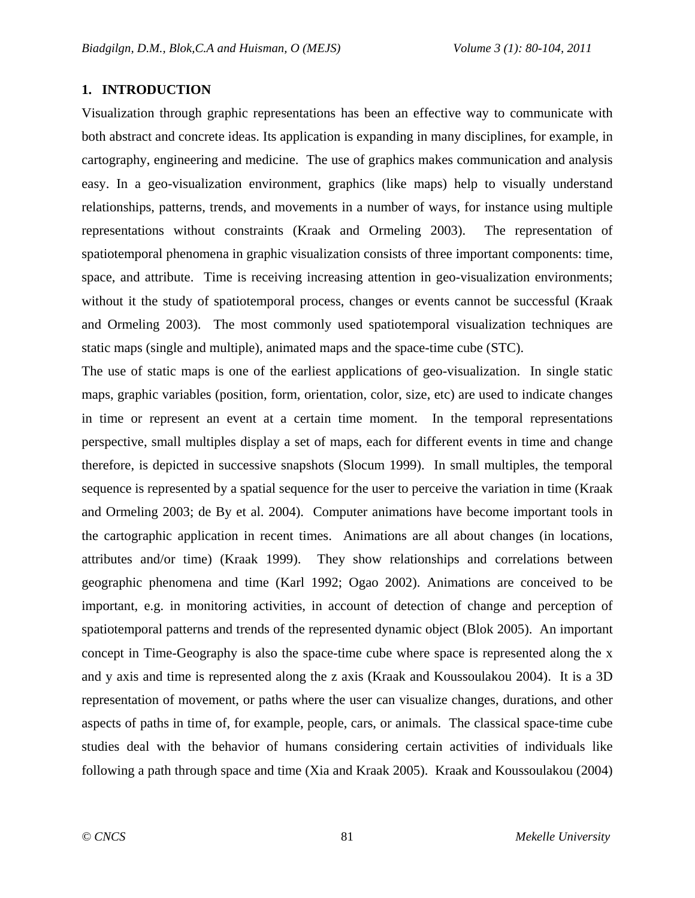## 1. INTRODUCTION

Visualization through graphic representations has been an effective way to communicate with both abstract and concrete ideas. Its application is expanding in many disciplines, for example, in cartography, engineering and medicine. The use of graphics makes communication and analysis easy. In a geo-visualization environment, graphics (like maps) help to visually understand relationships, patterns, trends, and movements in a number of ways, for instance using multiple representations without constraints (Kraak and Ormeling 2003). The representation of spatiotemporal phenomena in graphic visualization consists of three important components: time, space, and attribute. Time is receiving increasing attention in geo-visualization environments; without it the study of spatiotemporal process, changes or events cannot be successful (Kraak and Ormeling 2003). The most commonly used spatiotemporal visualization techniques are static maps (single and multiple), animated maps and the space-time cube (STC).

The use of static maps is one of the earliest applications of geo-visualization. In single static maps, graphic variables (position, form, orientation, color, size, etc) are used to indicate changes in time or represent an event at a certain time moment. In the temporal representations perspective, small multiples display a set of maps, each for different events in time and change therefore, is depicted in successive snapshots (Slocum 1999). In small multiples, the temporal sequence is represented by a spatial sequence for the user to perceive the variation in time (Kraak and Ormeling 2003; de By et al. 2004). Computer animations have become important tools in the cartographic application in recent times. Animations are all about changes (in locations, attributes and/or time) (Kraak 1999). They show relationships and correlations between geographic phenomena and time (Karl 1992; Ogao 2002). Animations are conceived to be important, e.g. in monitoring activities, in account of detection of change and perception of spatiotemporal patterns and trends of the represented dynamic object (Blok 2005). An important concept in Time-Geography is also the space-time cube where space is represented along the x and y axis and time is represented along the z axis (Kraak and Koussoulakou 2004). It is a 3D representation of movement, or paths where the user can visualize changes, durations, and other aspects of paths in time of, for example, people, cars, or animals. The classical space-time cube studies deal with the behavior of humans considering certain activities of individuals like following a path through space and time (Xia and Kraak 2005). Kraak and Koussoulakou (2004)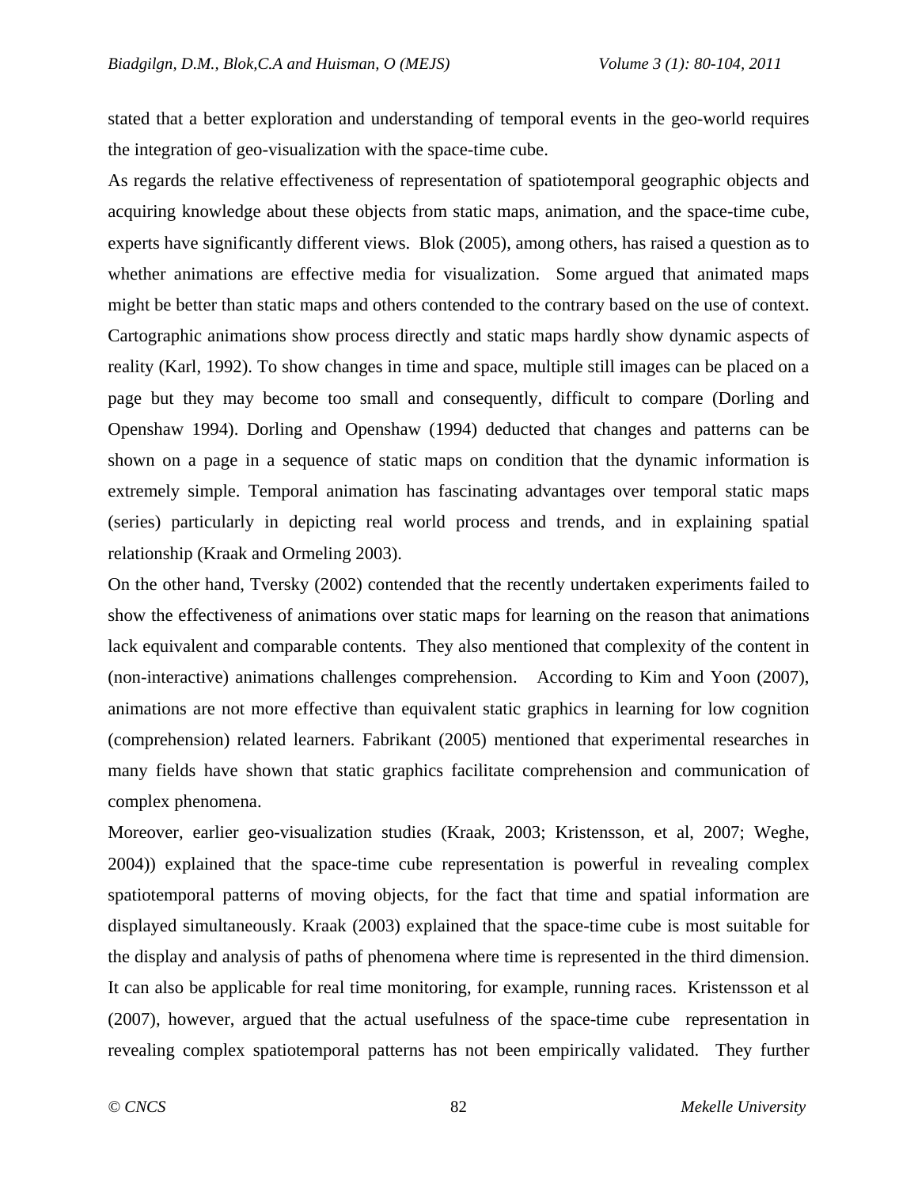stated that a better exploration and understanding of temporal events in the geo-world requires the integration of geo-visualization with the space-time cube.

As regards the relative effectiveness of representation of spatiotemporal geographic objects and acquiring knowledge about these objects from static maps, animation, and the space-time cube, experts have significantly different views. Blok (2005), among others, has raised a question as to whether animations are effective media for visualization. Some argued that animated maps might be better than static maps and others contended to the contrary based on the use of context. Cartographic animations show process directly and static maps hardly show dynamic aspects of reality (Karl, 1992). To show changes in time and space, multiple still images can be placed on a page but they may become too small and consequently, difficult to compare (Dorling and Openshaw 1994). Dorling and Openshaw (1994) deducted that changes and patterns can be shown on a page in a sequence of static maps on condition that the dynamic information is extremely simple. Temporal animation has fascinating advantages over temporal static maps (series) particularly in depicting real world process and trends, and in explaining spatial relationship (Kraak and Ormeling 2003).

On the other hand, Tversky (2002) contended that the recently undertaken experiments failed to show the effectiveness of animations over static maps for learning on the reason that animations lack equivalent and comparable contents. They also mentioned that complexity of the content in (non-interactive) animations challenges comprehension. According to Kim and Yoon (2007), animations are not more effective than equivalent static graphics in learning for low cognition (comprehension) related learners. Fabrikant (2005) mentioned that experimental researches in many fields have shown that static graphics facilitate comprehension and communication of complex phenomena.

Moreover, earlier geo-visualization studies (Kraak, 2003; Kristensson, et al, 2007; Weghe, 2004)) explained that the space-time cube representation is powerful in revealing complex spatiotemporal patterns of moving objects, for the fact that time and spatial information are displayed simultaneously. Kraak (2003) explained that the space-time cube is most suitable for the display and analysis of paths of phenomena where time is represented in the third dimension. It can also be applicable for real time monitoring, for example, running races. Kristensson et al (2007), however, argued that the actual usefulness of the space-time cube representation in revealing complex spatiotemporal patterns has not been empirically validated. They further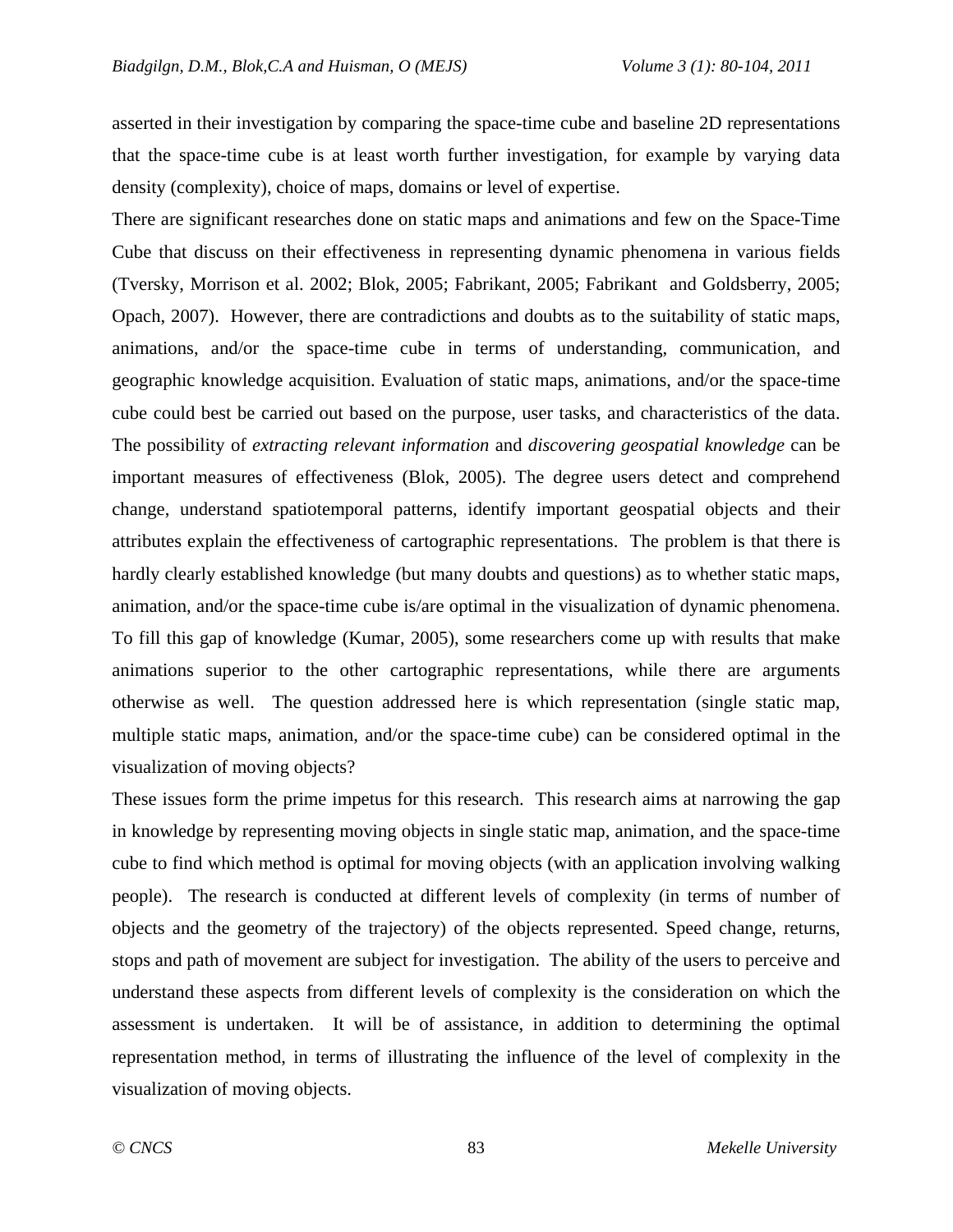asserted in their investigation by comparing the space-time cube and baseline 2D representations that the space-time cube is at least worth further investigation, for example by varying data density (complexity), choice of maps, domains or level of expertise.

There are significant researches done on static maps and animations and few on the Space-Time Cube that discuss on their effectiveness in representing dynamic phenomena in various fields (Tversky, Morrison et al. 2002; Blok, 2005; Fabrikant, 2005; Fabrikant and Goldsberry, 2005; Opach, 2007). However, there are contradictions and doubts as to the suitability of static maps, animations, and/or the space-time cube in terms of understanding, communication, and geographic knowledge acquisition. Evaluation of static maps, animations, and/or the space-time cube could best be carried out based on the purpose, user tasks, and characteristics of the data. The possibility of *extracting relevant information* and *discovering geospatial knowledge* can be important measures of effectiveness (Blok, 2005). The degree users detect and comprehend change, understand spatiotemporal patterns, identify important geospatial objects and their attributes explain the effectiveness of cartographic representations. The problem is that there is hardly clearly established knowledge (but many doubts and questions) as to whether static maps, animation, and/or the space-time cube is/are optimal in the visualization of dynamic phenomena. To fill this gap of knowledge (Kumar, 2005), some researchers come up with results that make animations superior to the other cartographic representations, while there are arguments otherwise as well. The question addressed here is which representation (single static map, multiple static maps, animation, and/or the space-time cube) can be considered optimal in the visualization of moving objects?

These issues form the prime impetus for this research. This research aims at narrowing the gap in knowledge by representing moving objects in single static map, animation, and the space-time cube to find which method is optimal for moving objects (with an application involving walking people). The research is conducted at different levels of complexity (in terms of number of objects and the geometry of the trajectory) of the objects represented. Speed change, returns, stops and path of movement are subject for investigation. The ability of the users to perceive and understand these aspects from different levels of complexity is the consideration on which the assessment is undertaken. It will be of assistance, in addition to determining the optimal representation method, in terms of illustrating the influence of the level of complexity in the visualization of moving objects.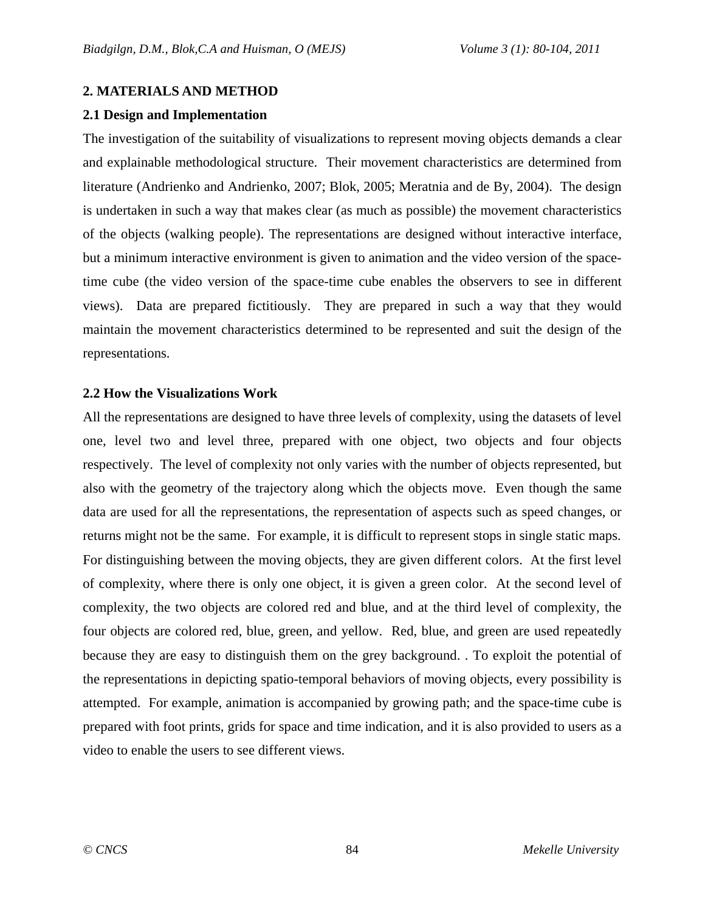## 2. MATERIALS AND METHOD

### 2.1 Design and Implementation

The investigation of the suitability of visualizations to represent moving objects demands a clear and explainable methodological structure. Their movement characteristics are determined from literature (Andrienko and Andrienko, 2007; Blok, 2005; Meratnia and de By, 2004). The design is undertaken in such a way that makes clear (as much as possible) the movement characteristics of the objects (walking people). The representations are designed without interactive interface, but a minimum interactive environment is given to animation and the video version of the space-time cube (the video version of the space-time cube enables the observers to see in different views). Data are prepared fictitiously. They are prepared in such a way that they would maintain the movement characteristics determined to be represented and suit the design of the representations.

### 2.2 How the Visualizations Work

All the representations are designed to have three levels of complexity, using the datasets of level one, level two and level three, prepared with one object, two objects and four objects respectively. The level of complexity not only varies with the number of objects represented, but also with the geometry of the trajectory along which the objects move. Even though the same data are used for all the representations, the representation of aspects such as speed changes, or returns might not be the same. For example, it is difficult to represent stops in single static maps. For distinguishing between the moving objects, they are given different colors. At the first level of complexity, where there is only one object, it is given a green color. At the second level of complexity, the two objects are colored red and blue, and at the third level of complexity, the four objects are colored red, blue, green, and yellow. Red, blue, and green are used repeatedly because they are easy to distinguish them on the grey background. . To exploit the potential of the representations in depicting spatio-temporal behaviors of moving objects, every possibility is attempted. For example, animation is accompanied by growing path; and the space-time cube is prepared with foot prints, grids for space and time indication, and it is also provided to users as a video to enable the users to see different views.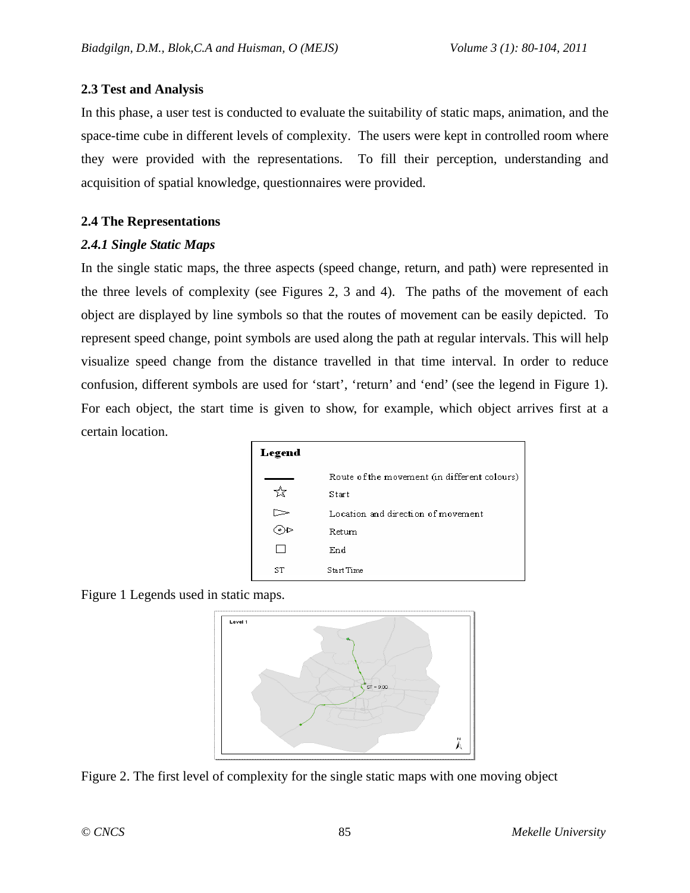### 2.3 Test and Analysis

In this phase, a user test is conducted to evaluate the suitability of static maps, animation, and the space-time cube in different levels of complexity. The users were kept in controlled room where they were provided with the representations. To fill their perception, understanding and acquisition of spatial knowledge, questionnaires were provided.

### 2.4 The Representations

#### *2.4.1 Single Static Maps*

In the single static maps, the three aspects (speed change, return, and path) were represented in the three levels of complexity (see Figures 2, 3 and 4). The paths of the movement of each object are displayed by line symbols so that the routes of movement can be easily depicted. To represent speed change, point symbols are used along the path at regular intervals. This will help visualize speed change from the distance travelled in that time interval. In order to reduce confusion, different symbols are used for 'start', 'return' and 'end' (see the legend in Figure 1). For each object, the start time is given to show, for example, which object arrives first at a certain location.

| Legend | |
|---|---|
| (line) | Route of the movement (in different colours) |
| ☆ | Start |
| ▻ | Location and direction of movement |
| ⊙▻ | Return |
| □ | End |
| ST | Start Time |

Figure 1 Legends used in static maps.

Figure 2. The first level of complexity for the single static maps with one moving object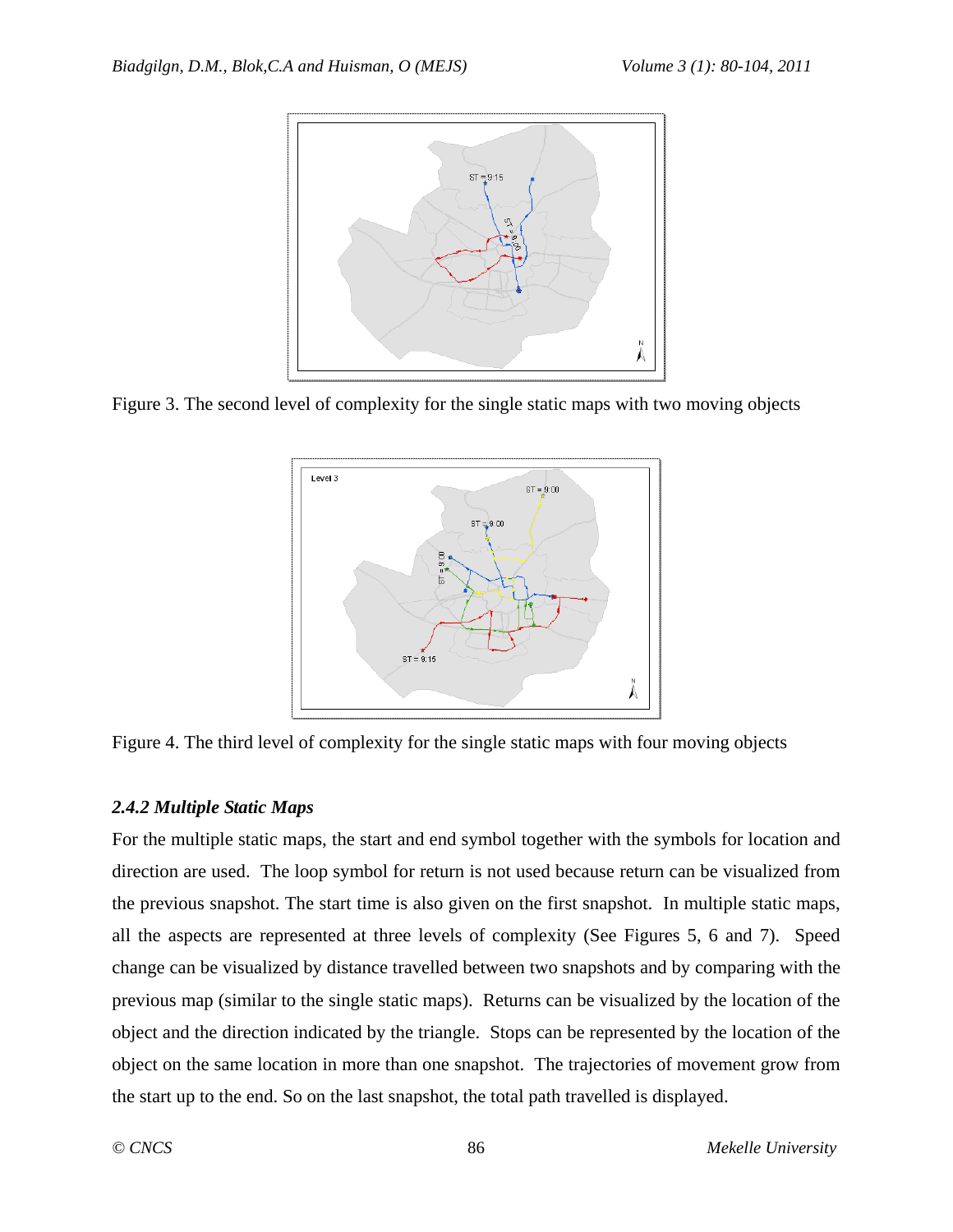Figure 3. The second level of complexity for the single static maps with two moving objects

Figure 4. The third level of complexity for the single static maps with four moving objects

### *2.4.2 Multiple Static Maps*

For the multiple static maps, the start and end symbol together with the symbols for location and direction are used. The loop symbol for return is not used because return can be visualized from the previous snapshot. The start time is also given on the first snapshot. In multiple static maps, all the aspects are represented at three levels of complexity (See Figures 5, 6 and 7). Speed change can be visualized by distance travelled between two snapshots and by comparing with the previous map (similar to the single static maps). Returns can be visualized by the location of the object and the direction indicated by the triangle. Stops can be represented by the location of the object on the same location in more than one snapshot. The trajectories of movement grow from the start up to the end. So on the last snapshot, the total path travelled is displayed.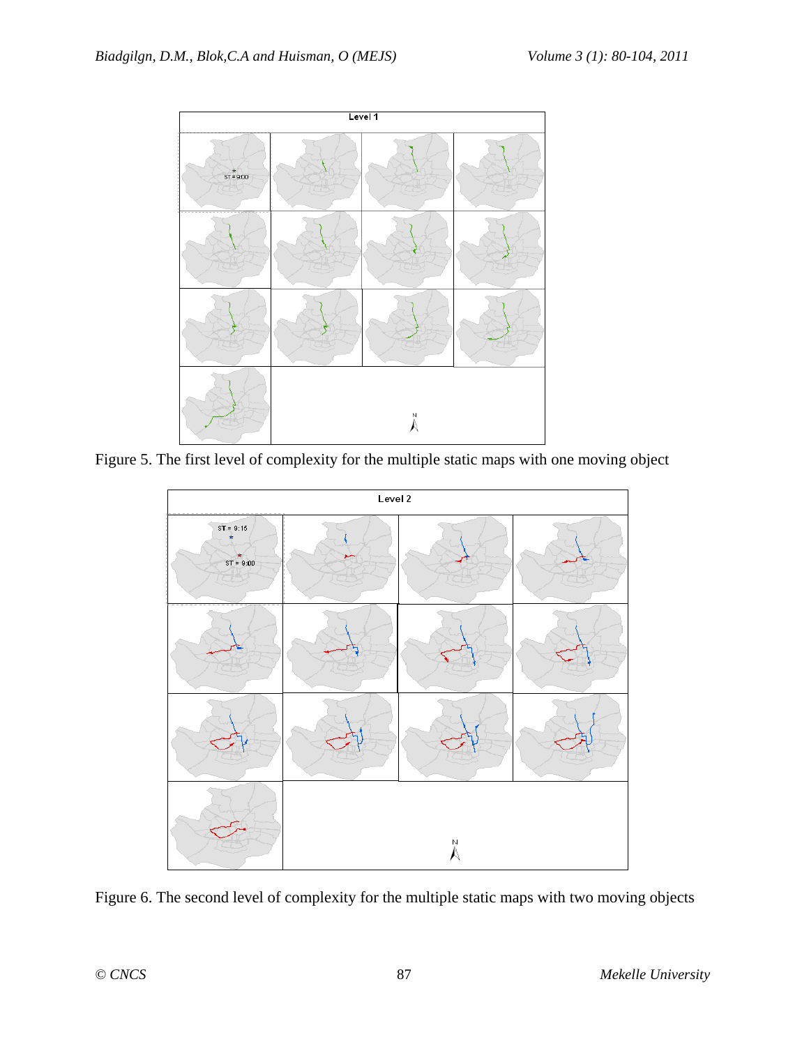Figure 5. The first level of complexity for the multiple static maps with one moving object

Figure 6. The second level of complexity for the multiple static maps with two moving objects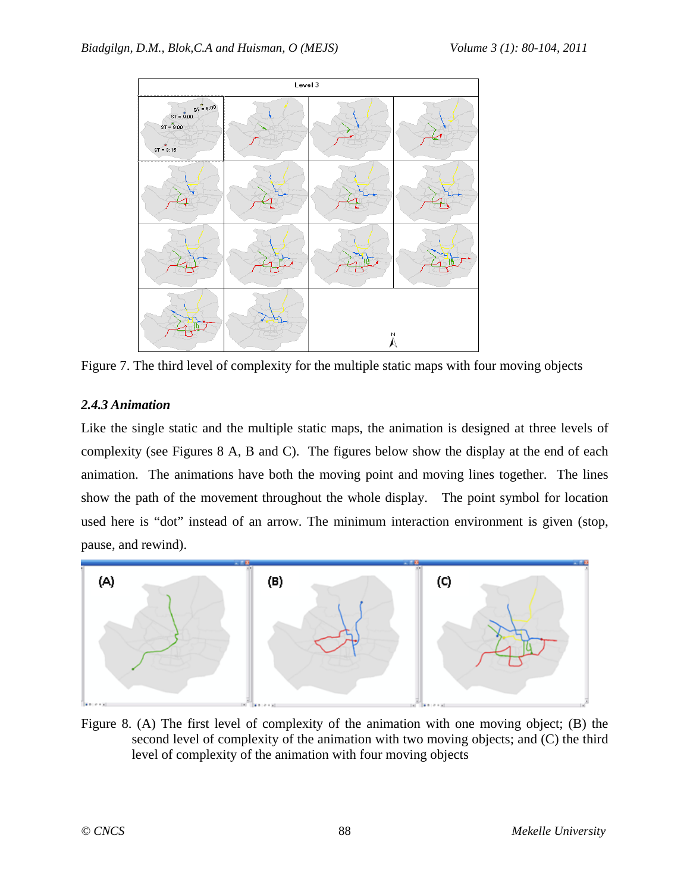Figure 7. The third level of complexity for the multiple static maps with four moving objects

### *2.4.3 Animation*

Like the single static and the multiple static maps, the animation is designed at three levels of complexity (see Figures 8 A, B and C). The figures below show the display at the end of each animation. The animations have both the moving point and moving lines together. The lines show the path of the movement throughout the whole display. The point symbol for location used here is "dot" instead of an arrow. The minimum interaction environment is given (stop, pause, and rewind).

Figure 8. (A) The first level of complexity of the animation with one moving object; (B) the second level of complexity of the animation with two moving objects; and (C) the third level of complexity of the animation with four moving objects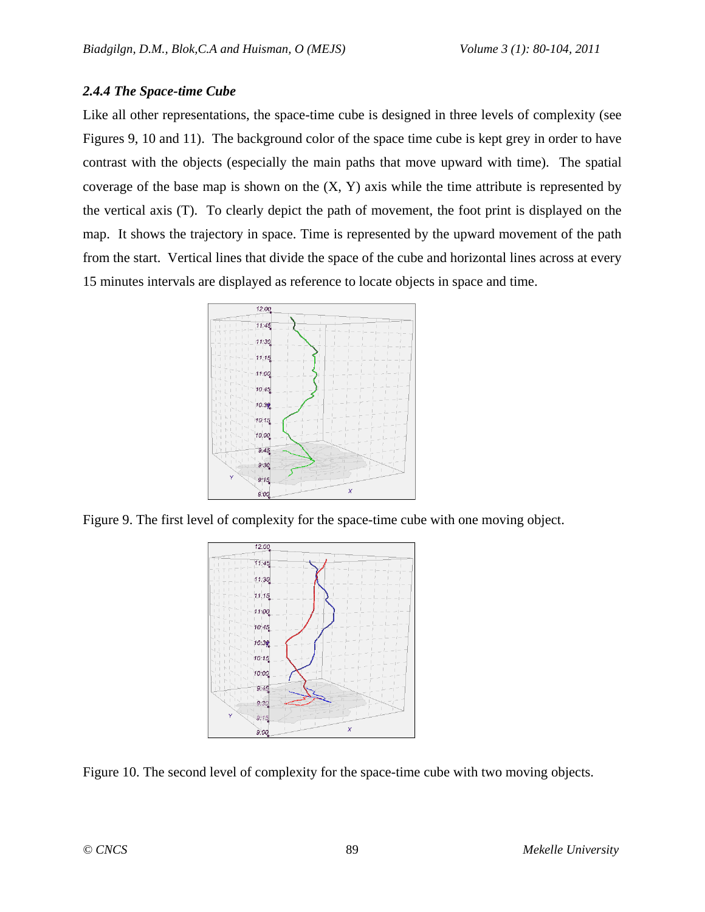### *2.4.4 The Space-time Cube*

Like all other representations, the space-time cube is designed in three levels of complexity (see Figures 9, 10 and 11). The background color of the space time cube is kept grey in order to have contrast with the objects (especially the main paths that move upward with time). The spatial coverage of the base map is shown on the (X, Y) axis while the time attribute is represented by the vertical axis (T). To clearly depict the path of movement, the foot print is displayed on the map. It shows the trajectory in space. Time is represented by the upward movement of the path from the start. Vertical lines that divide the space of the cube and horizontal lines across at every 15 minutes intervals are displayed as reference to locate objects in space and time.

Figure 9. The first level of complexity for the space-time cube with one moving object.

Figure 10. The second level of complexity for the space-time cube with two moving objects.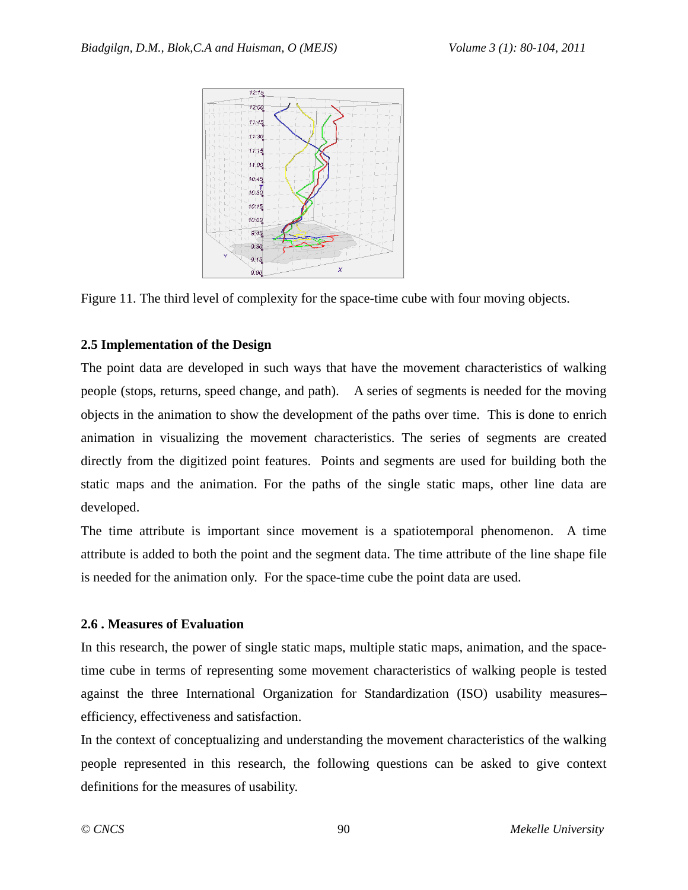Figure 11. The third level of complexity for the space-time cube with four moving objects.

## 2.5 Implementation of the Design

The point data are developed in such ways that have the movement characteristics of walking people (stops, returns, speed change, and path). A series of segments is needed for the moving objects in the animation to show the development of the paths over time. This is done to enrich animation in visualizing the movement characteristics. The series of segments are created directly from the digitized point features. Points and segments are used for building both the static maps and the animation. For the paths of the single static maps, other line data are developed.

The time attribute is important since movement is a spatiotemporal phenomenon. A time attribute is added to both the point and the segment data. The time attribute of the line shape file is needed for the animation only. For the space-time cube the point data are used.

## 2.6 . Measures of Evaluation

In this research, the power of single static maps, multiple static maps, animation, and the space-time cube in terms of representing some movement characteristics of walking people is tested against the three International Organization for Standardization (ISO) usability measures– efficiency, effectiveness and satisfaction.

In the context of conceptualizing and understanding the movement characteristics of the walking people represented in this research, the following questions can be asked to give context definitions for the measures of usability.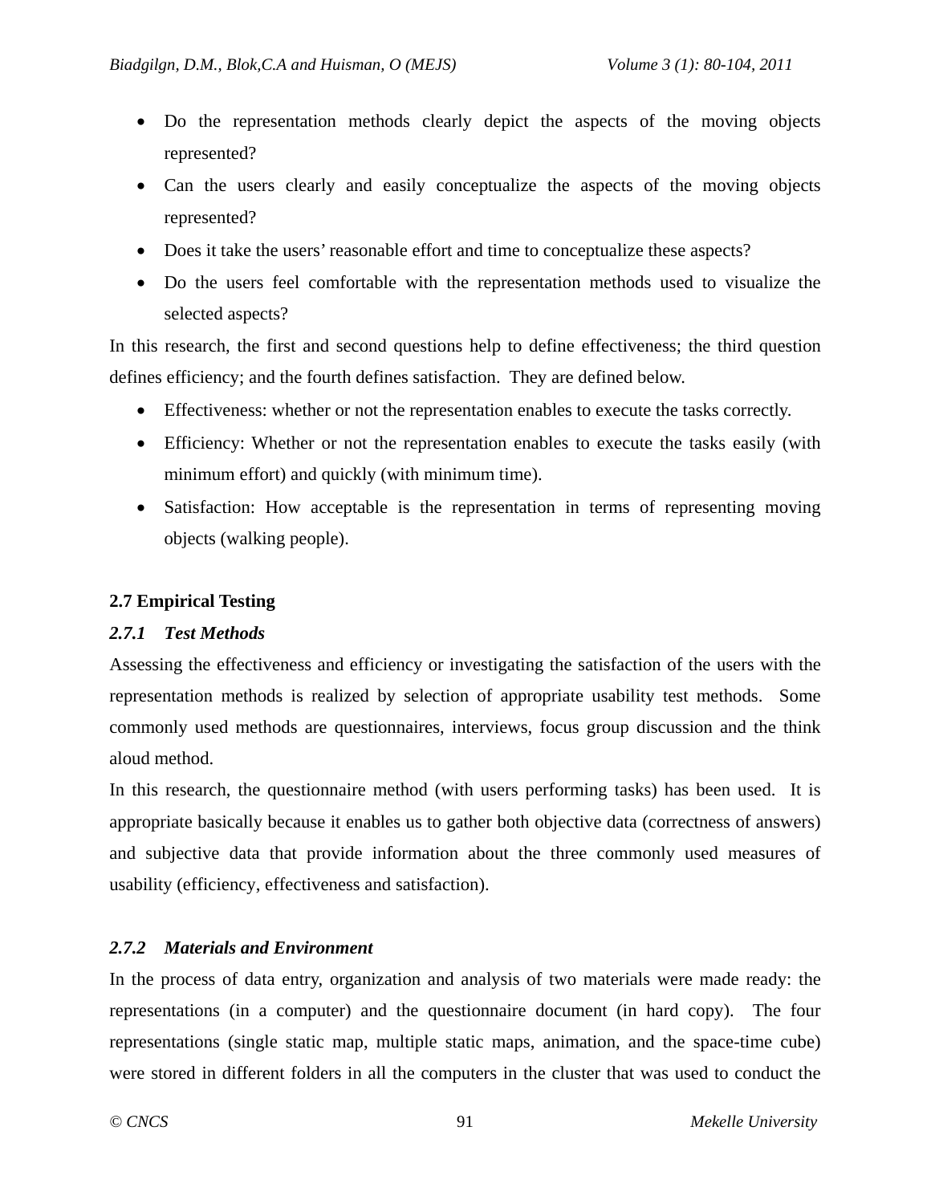- Do the representation methods clearly depict the aspects of the moving objects represented?
- Can the users clearly and easily conceptualize the aspects of the moving objects represented?
- Does it take the users' reasonable effort and time to conceptualize these aspects?
- Do the users feel comfortable with the representation methods used to visualize the selected aspects?

In this research, the first and second questions help to define effectiveness; the third question defines efficiency; and the fourth defines satisfaction. They are defined below.

- Effectiveness: whether or not the representation enables to execute the tasks correctly.
- Efficiency: Whether or not the representation enables to execute the tasks easily (with minimum effort) and quickly (with minimum time).
- Satisfaction: How acceptable is the representation in terms of representing moving objects (walking people).

## 2.7 Empirical Testing

### *2.7.1 Test Methods*

Assessing the effectiveness and efficiency or investigating the satisfaction of the users with the representation methods is realized by selection of appropriate usability test methods. Some commonly used methods are questionnaires, interviews, focus group discussion and the think aloud method.

In this research, the questionnaire method (with users performing tasks) has been used. It is appropriate basically because it enables us to gather both objective data (correctness of answers) and subjective data that provide information about the three commonly used measures of usability (efficiency, effectiveness and satisfaction).

### *2.7.2 Materials and Environment*

In the process of data entry, organization and analysis of two materials were made ready: the representations (in a computer) and the questionnaire document (in hard copy). The four representations (single static map, multiple static maps, animation, and the space-time cube) were stored in different folders in all the computers in the cluster that was used to conduct the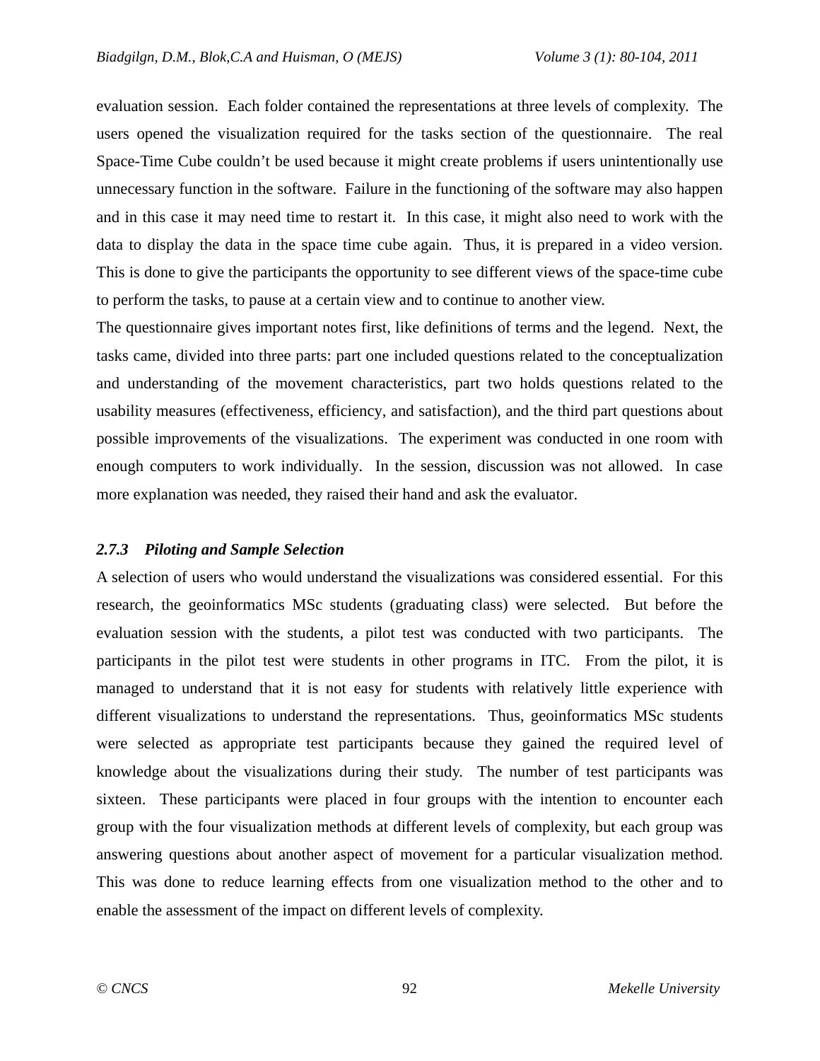evaluation session. Each folder contained the representations at three levels of complexity. The users opened the visualization required for the tasks section of the questionnaire. The real Space-Time Cube couldn't be used because it might create problems if users unintentionally use unnecessary function in the software. Failure in the functioning of the software may also happen and in this case it may need time to restart it. In this case, it might also need to work with the data to display the data in the space time cube again. Thus, it is prepared in a video version. This is done to give the participants the opportunity to see different views of the space-time cube to perform the tasks, to pause at a certain view and to continue to another view.

The questionnaire gives important notes first, like definitions of terms and the legend. Next, the tasks came, divided into three parts: part one included questions related to the conceptualization and understanding of the movement characteristics, part two holds questions related to the usability measures (effectiveness, efficiency, and satisfaction), and the third part questions about possible improvements of the visualizations. The experiment was conducted in one room with enough computers to work individually. In the session, discussion was not allowed. In case more explanation was needed, they raised their hand and ask the evaluator.

### *2.7.3 Piloting and Sample Selection*

A selection of users who would understand the visualizations was considered essential. For this research, the geoinformatics MSc students (graduating class) were selected. But before the evaluation session with the students, a pilot test was conducted with two participants. The participants in the pilot test were students in other programs in ITC. From the pilot, it is managed to understand that it is not easy for students with relatively little experience with different visualizations to understand the representations. Thus, geoinformatics MSc students were selected as appropriate test participants because they gained the required level of knowledge about the visualizations during their study. The number of test participants was sixteen. These participants were placed in four groups with the intention to encounter each group with the four visualization methods at different levels of complexity, but each group was answering questions about another aspect of movement for a particular visualization method. This was done to reduce learning effects from one visualization method to the other and to enable the assessment of the impact on different levels of complexity.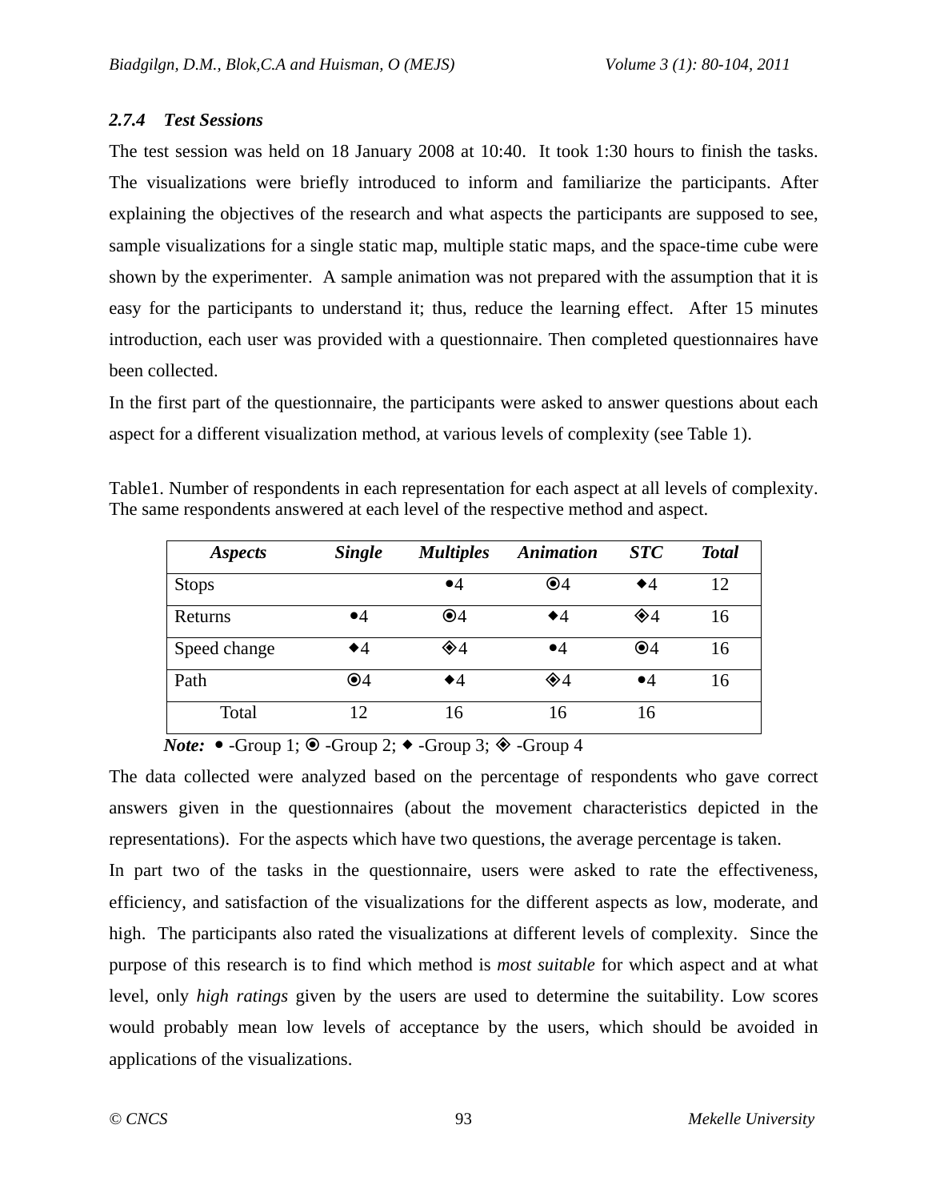### 2.7.4 Test Sessions

The test session was held on 18 January 2008 at 10:40. It took 1:30 hours to finish the tasks. The visualizations were briefly introduced to inform and familiarize the participants. After explaining the objectives of the research and what aspects the participants are supposed to see, sample visualizations for a single static map, multiple static maps, and the space-time cube were shown by the experimenter. A sample animation was not prepared with the assumption that it is easy for the participants to understand it; thus, reduce the learning effect. After 15 minutes introduction, each user was provided with a questionnaire. Then completed questionnaires have been collected.

In the first part of the questionnaire, the participants were asked to answer questions about each aspect for a different visualization method, at various levels of complexity (see Table 1).

Table1. Number of respondents in each representation for each aspect at all levels of complexity. The same respondents answered at each level of the respective method and aspect.

| *Aspects* | *Single* | *Multiples* | *Animation* | *STC* | *Total* |
|---|---|---|---|---|---|
| Stops | | •4 | ⦿4 | ◆4 | 12 |
| Returns | •4 | ⦿4 | ◆4 | ◈4 | 16 |
| Speed change | ◆4 | ◈4 | •4 | ⦿4 | 16 |
| Path | ⦿4 | ◆4 | ◈4 | •4 | 16 |
| Total | 12 | 16 | 16 | 16 | |

***Note:*** • -Group 1; ⦿ -Group 2; ◆ -Group 3; ◈ -Group 4

The data collected were analyzed based on the percentage of respondents who gave correct answers given in the questionnaires (about the movement characteristics depicted in the representations). For the aspects which have two questions, the average percentage is taken.

In part two of the tasks in the questionnaire, users were asked to rate the effectiveness, efficiency, and satisfaction of the visualizations for the different aspects as low, moderate, and high. The participants also rated the visualizations at different levels of complexity. Since the purpose of this research is to find which method is *most suitable* for which aspect and at what level, only *high ratings* given by the users are used to determine the suitability. Low scores would probably mean low levels of acceptance by the users, which should be avoided in applications of the visualizations.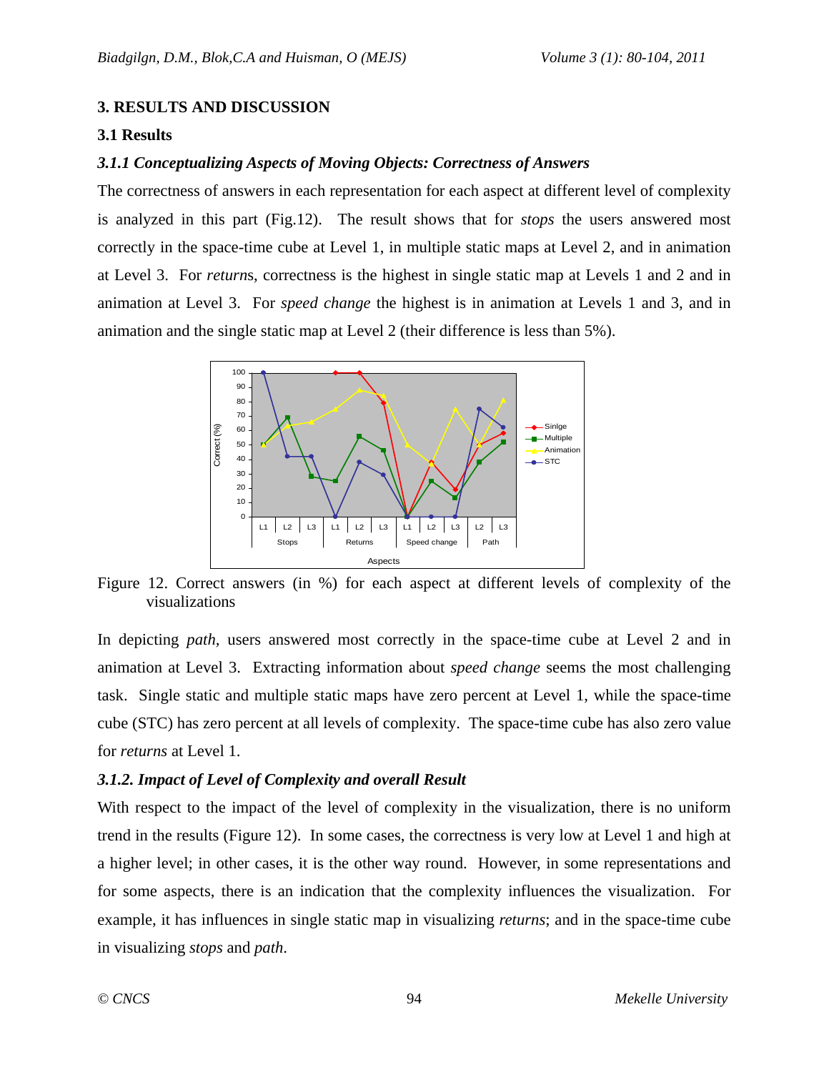## 3. RESULTS AND DISCUSSION

### 3.1 Results

#### *3.1.1 Conceptualizing Aspects of Moving Objects: Correctness of Answers*

The correctness of answers in each representation for each aspect at different level of complexity is analyzed in this part (Fig.12). The result shows that for *stops* the users answered most correctly in the space-time cube at Level 1, in multiple static maps at Level 2, and in animation at Level 3. For *return*s, correctness is the highest in single static map at Levels 1 and 2 and in animation at Level 3. For *speed change* the highest is in animation at Levels 1 and 3, and in animation and the single static map at Level 2 (their difference is less than 5%).

Figure 12. Correct answers (in %) for each aspect at different levels of complexity of the visualizations

In depicting *path*, users answered most correctly in the space-time cube at Level 2 and in animation at Level 3. Extracting information about *speed change* seems the most challenging task. Single static and multiple static maps have zero percent at Level 1, while the space-time cube (STC) has zero percent at all levels of complexity. The space-time cube has also zero value for *returns* at Level 1.

#### *3.1.2. Impact of Level of Complexity and overall Result*

With respect to the impact of the level of complexity in the visualization, there is no uniform trend in the results (Figure 12). In some cases, the correctness is very low at Level 1 and high at a higher level; in other cases, it is the other way round. However, in some representations and for some aspects, there is an indication that the complexity influences the visualization. For example, it has influences in single static map in visualizing *returns*; and in the space-time cube in visualizing *stops* and *path*.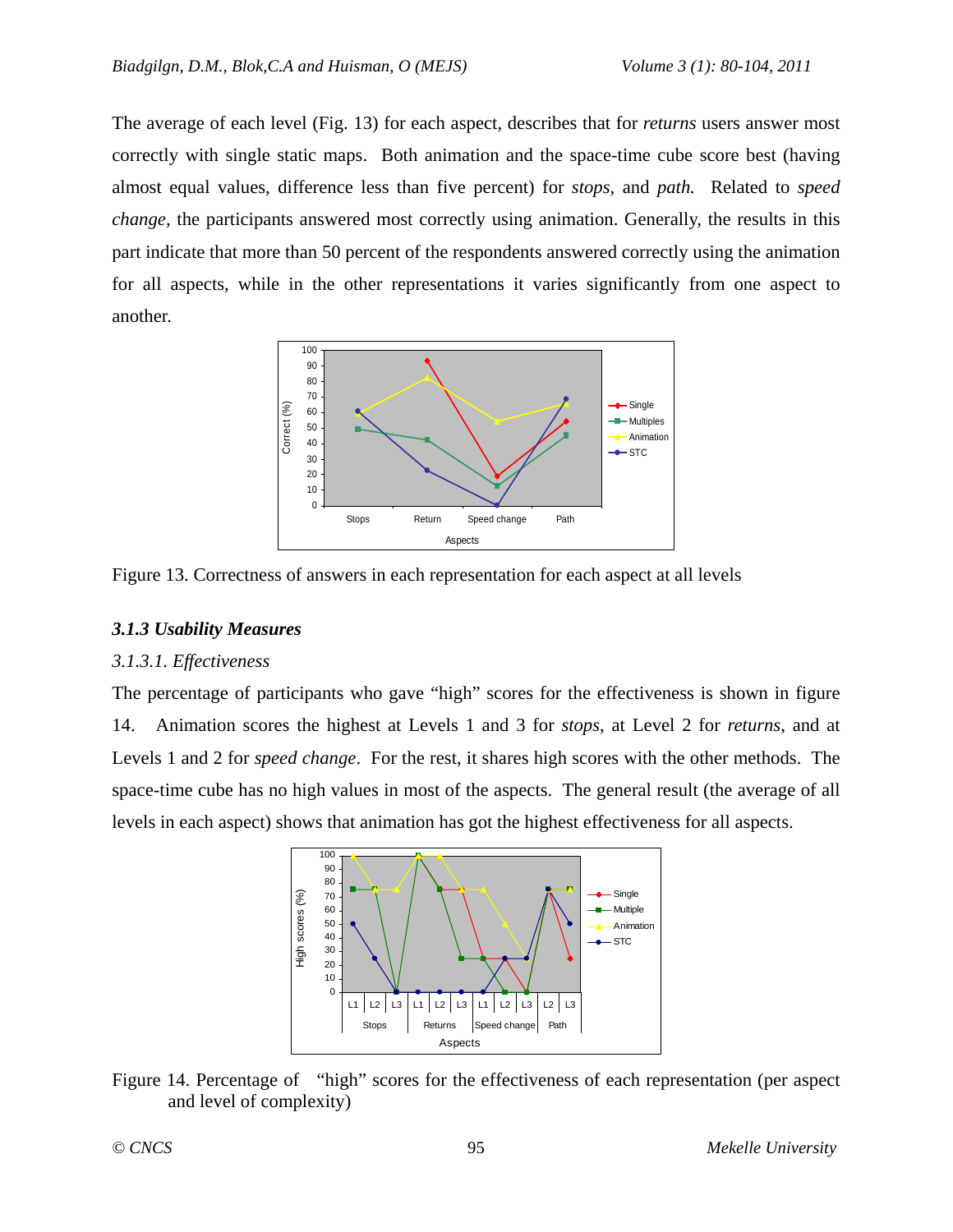The average of each level (Fig. 13) for each aspect, describes that for *returns* users answer most correctly with single static maps. Both animation and the space-time cube score best (having almost equal values, difference less than five percent) for *stops*, and *path.* Related to *speed change*, the participants answered most correctly using animation. Generally, the results in this part indicate that more than 50 percent of the respondents answered correctly using the animation for all aspects, while in the other representations it varies significantly from one aspect to another.

Figure 13. Correctness of answers in each representation for each aspect at all levels

### *3.1.3 Usability Measures*

#### *3.1.3.1. Effectiveness*

The percentage of participants who gave "high" scores for the effectiveness is shown in figure 14. Animation scores the highest at Levels 1 and 3 for *stops*, at Level 2 for *returns*, and at Levels 1 and 2 for *speed change*. For the rest, it shares high scores with the other methods. The space-time cube has no high values in most of the aspects. The general result (the average of all levels in each aspect) shows that animation has got the highest effectiveness for all aspects.

Figure 14. Percentage of "high" scores for the effectiveness of each representation (per aspect and level of complexity)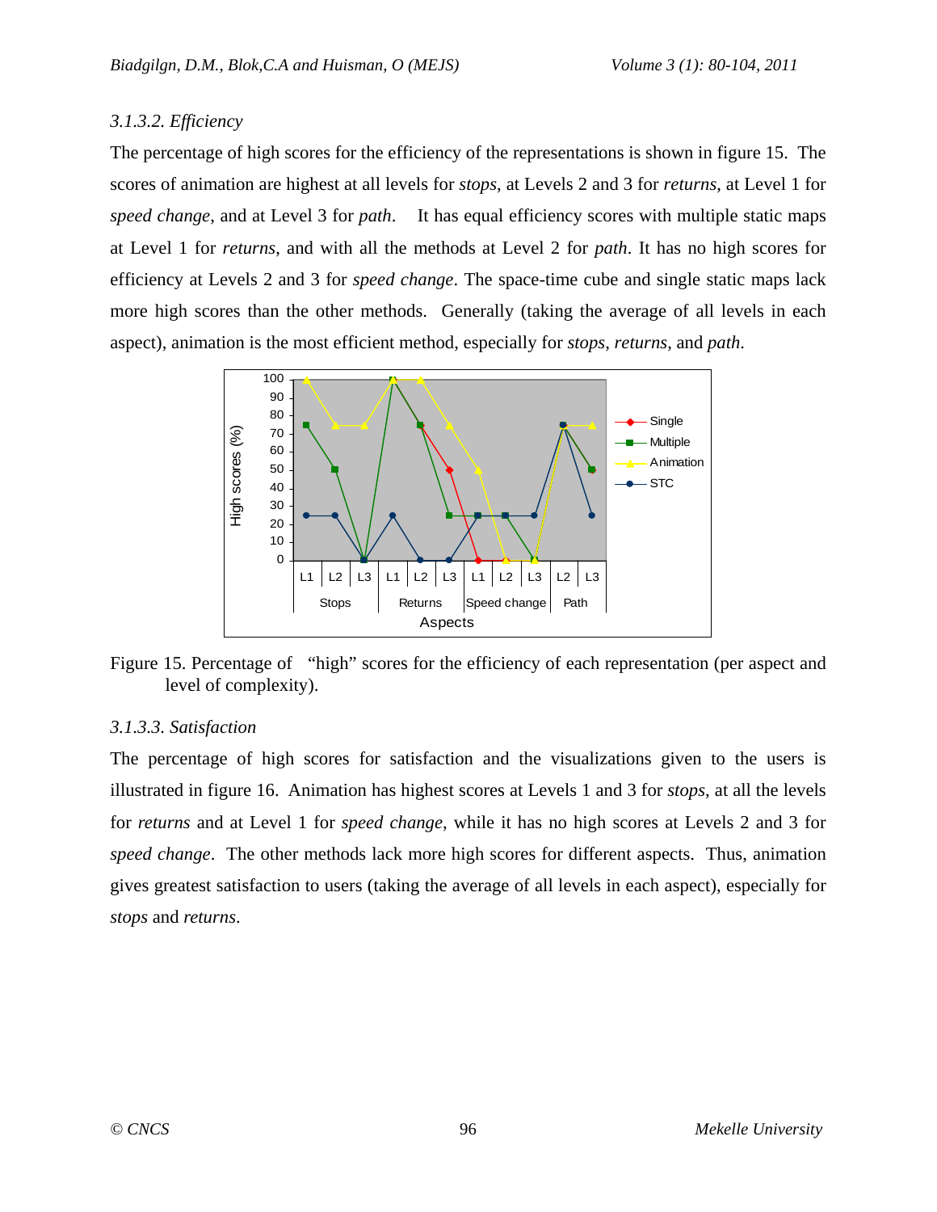### *3.1.3.2. Efficiency*

The percentage of high scores for the efficiency of the representations is shown in figure 15. The scores of animation are highest at all levels for *stops*, at Levels 2 and 3 for *returns*, at Level 1 for *speed change*, and at Level 3 for *path*. It has equal efficiency scores with multiple static maps at Level 1 for *returns*, and with all the methods at Level 2 for *path*. It has no high scores for efficiency at Levels 2 and 3 for *speed change*. The space-time cube and single static maps lack more high scores than the other methods. Generally (taking the average of all levels in each aspect), animation is the most efficient method, especially for *stops*, *returns*, and *path*.

Figure 15. Percentage of "high" scores for the efficiency of each representation (per aspect and level of complexity).

### *3.1.3.3. Satisfaction*

The percentage of high scores for satisfaction and the visualizations given to the users is illustrated in figure 16. Animation has highest scores at Levels 1 and 3 for *stops*, at all the levels for *returns* and at Level 1 for *speed change*, while it has no high scores at Levels 2 and 3 for *speed change*. The other methods lack more high scores for different aspects. Thus, animation gives greatest satisfaction to users (taking the average of all levels in each aspect), especially for *stops* and *returns*.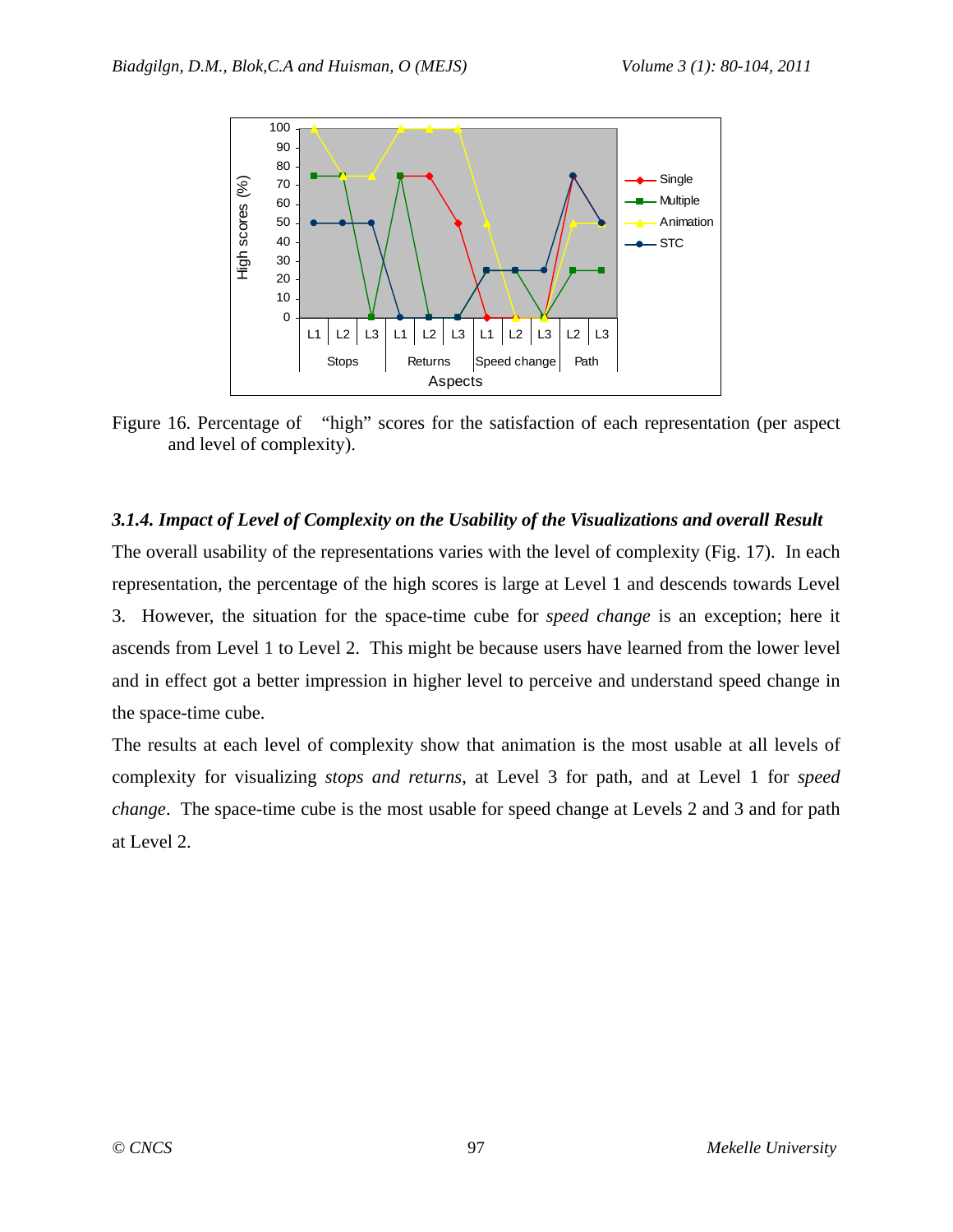Figure 16. Percentage of "high" scores for the satisfaction of each representation (per aspect and level of complexity).

### *3.1.4. Impact of Level of Complexity on the Usability of the Visualizations and overall Result*

The overall usability of the representations varies with the level of complexity (Fig. 17). In each representation, the percentage of the high scores is large at Level 1 and descends towards Level 3. However, the situation for the space-time cube for *speed change* is an exception; here it ascends from Level 1 to Level 2. This might be because users have learned from the lower level and in effect got a better impression in higher level to perceive and understand speed change in the space-time cube.

The results at each level of complexity show that animation is the most usable at all levels of complexity for visualizing *stops and returns*, at Level 3 for path, and at Level 1 for *speed change*. The space-time cube is the most usable for speed change at Levels 2 and 3 and for path at Level 2.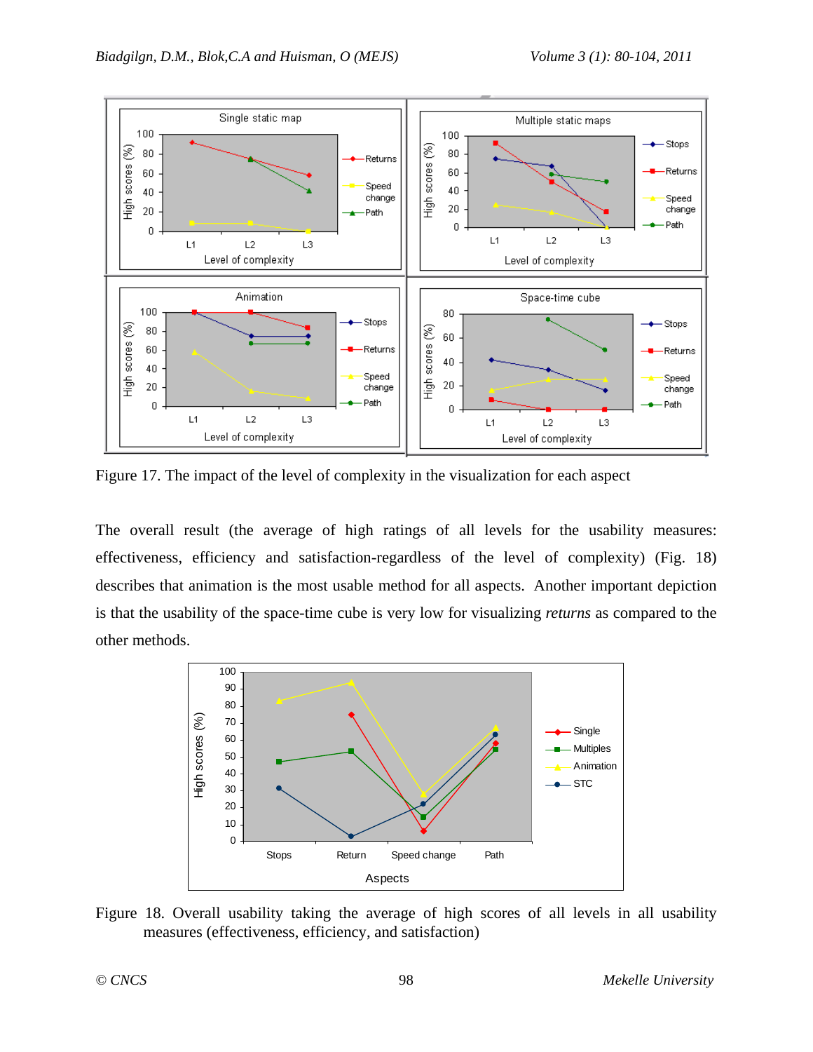Figure 17. The impact of the level of complexity in the visualization for each aspect

The overall result (the average of high ratings of all levels for the usability measures: effectiveness, efficiency and satisfaction-regardless of the level of complexity) (Fig. 18) describes that animation is the most usable method for all aspects. Another important depiction is that the usability of the space-time cube is very low for visualizing *returns* as compared to the other methods.

Figure 18. Overall usability taking the average of high scores of all levels in all usability measures (effectiveness, efficiency, and satisfaction)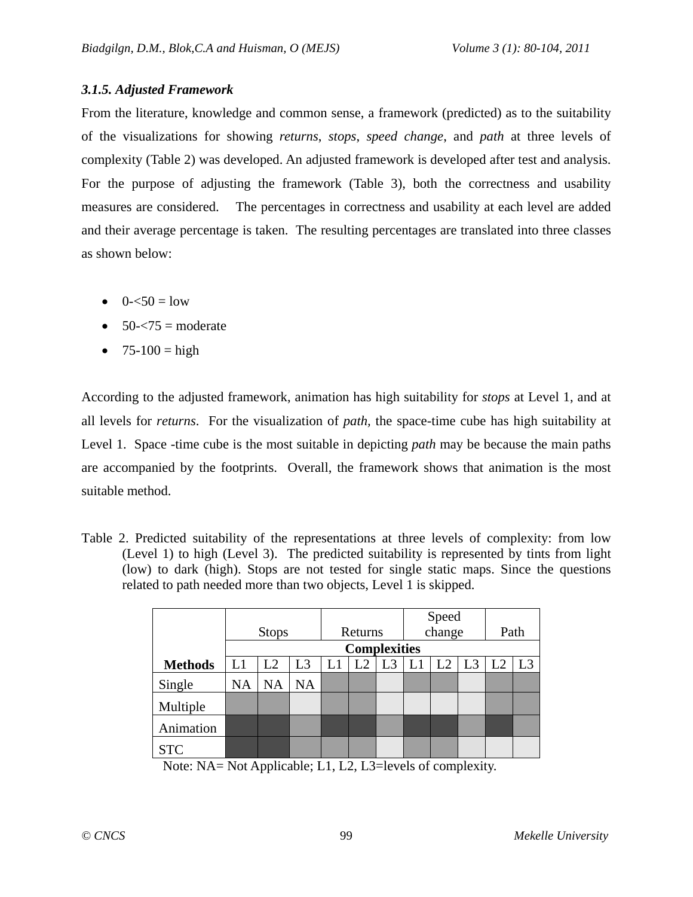#### *3.1.5. Adjusted Framework*

From the literature, knowledge and common sense, a framework (predicted) as to the suitability of the visualizations for showing *returns*, *stops*, *speed change*, and *path* at three levels of complexity (Table 2) was developed. An adjusted framework is developed after test and analysis. For the purpose of adjusting the framework (Table 3), both the correctness and usability measures are considered. The percentages in correctness and usability at each level are added and their average percentage is taken. The resulting percentages are translated into three classes as shown below:

- 0-<50 = low
- 50-<75 = moderate
- 75-100 = high

According to the adjusted framework, animation has high suitability for *stops* at Level 1, and at all levels for *returns*. For the visualization of *path,* the space-time cube has high suitability at Level 1. Space -time cube is the most suitable in depicting *path* may be because the main paths are accompanied by the footprints. Overall, the framework shows that animation is the most suitable method.

Table 2. Predicted suitability of the representations at three levels of complexity: from low (Level 1) to high (Level 3). The predicted suitability is represented by tints from light (low) to dark (high). Stops are not tested for single static maps. Since the questions related to path needed more than two objects, Level 1 is skipped.

| | Stops | | | Returns | | | Speed change | | | Path | |
|---|---|---|---|---|---|---|---|---|---|---|---|
| | Complexities | | | | | | | | | | |
| **Methods** | L1 | L2 | L3 | L1 | L2 | L3 | L1 | L2 | L3 | L2 | L3 |
| Single | NA | NA | NA | | | | | | | | |
| Multiple | | | | | | | | | | | |
| Animation | | | | | | | | | | | |
| STC | | | | | | | | | | | |

Note: NA= Not Applicable; L1, L2, L3=levels of complexity.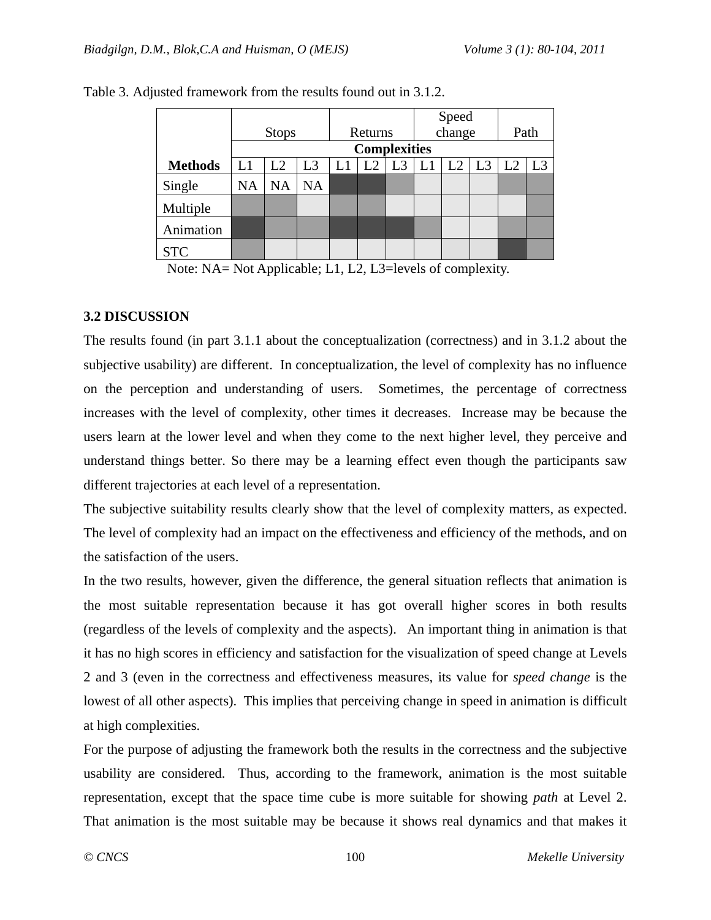Table 3. Adjusted framework from the results found out in 3.1.2.

| | Stops | | | Returns | | | Speed change | | | Path | |
|---|---|---|---|---|---|---|---|---|---|---|---|
| | Complexities | | | | | | | | | | |
| **Methods** | L1 | L2 | L3 | L1 | L2 | L3 | L1 | L2 | L3 | L2 | L3 |
| Single | NA | NA | NA | | | | | | | | |
| Multiple | | | | | | | | | | | |
| Animation | | | | | | | | | | | |
| STC | | | | | | | | | | | |

Note: NA= Not Applicable; L1, L2, L3=levels of complexity.

### 3.2 DISCUSSION

The results found (in part 3.1.1 about the conceptualization (correctness) and in 3.1.2 about the subjective usability) are different. In conceptualization, the level of complexity has no influence on the perception and understanding of users. Sometimes, the percentage of correctness increases with the level of complexity, other times it decreases. Increase may be because the users learn at the lower level and when they come to the next higher level, they perceive and understand things better. So there may be a learning effect even though the participants saw different trajectories at each level of a representation.

The subjective suitability results clearly show that the level of complexity matters, as expected. The level of complexity had an impact on the effectiveness and efficiency of the methods, and on the satisfaction of the users.

In the two results, however, given the difference, the general situation reflects that animation is the most suitable representation because it has got overall higher scores in both results (regardless of the levels of complexity and the aspects). An important thing in animation is that it has no high scores in efficiency and satisfaction for the visualization of speed change at Levels 2 and 3 (even in the correctness and effectiveness measures, its value for *speed change* is the lowest of all other aspects). This implies that perceiving change in speed in animation is difficult at high complexities.

For the purpose of adjusting the framework both the results in the correctness and the subjective usability are considered. Thus, according to the framework, animation is the most suitable representation, except that the space time cube is more suitable for showing *path* at Level 2. That animation is the most suitable may be because it shows real dynamics and that makes it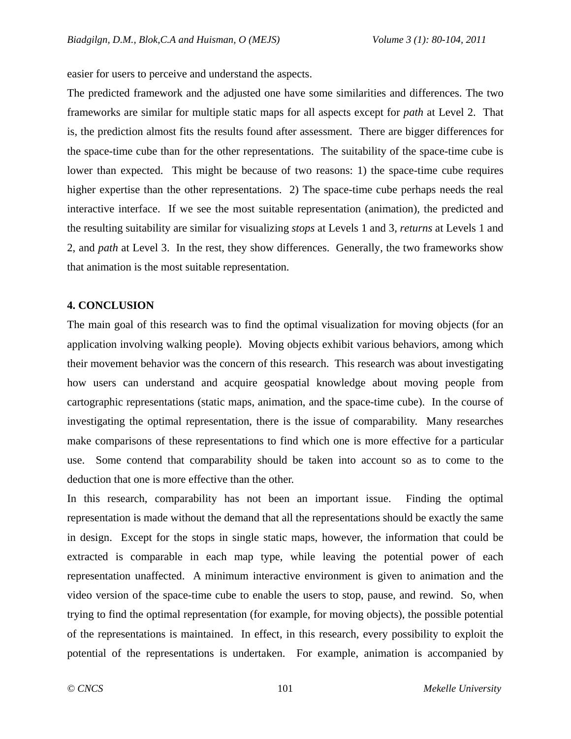easier for users to perceive and understand the aspects.

The predicted framework and the adjusted one have some similarities and differences. The two frameworks are similar for multiple static maps for all aspects except for *path* at Level 2. That is, the prediction almost fits the results found after assessment. There are bigger differences for the space-time cube than for the other representations. The suitability of the space-time cube is lower than expected. This might be because of two reasons: 1) the space-time cube requires higher expertise than the other representations. 2) The space-time cube perhaps needs the real interactive interface. If we see the most suitable representation (animation), the predicted and the resulting suitability are similar for visualizing *stops* at Levels 1 and 3, *returns* at Levels 1 and 2, and *path* at Level 3. In the rest, they show differences. Generally, the two frameworks show that animation is the most suitable representation.

## 4. CONCLUSION

The main goal of this research was to find the optimal visualization for moving objects (for an application involving walking people). Moving objects exhibit various behaviors, among which their movement behavior was the concern of this research. This research was about investigating how users can understand and acquire geospatial knowledge about moving people from cartographic representations (static maps, animation, and the space-time cube). In the course of investigating the optimal representation, there is the issue of comparability. Many researches make comparisons of these representations to find which one is more effective for a particular use. Some contend that comparability should be taken into account so as to come to the deduction that one is more effective than the other.

In this research, comparability has not been an important issue. Finding the optimal representation is made without the demand that all the representations should be exactly the same in design. Except for the stops in single static maps, however, the information that could be extracted is comparable in each map type, while leaving the potential power of each representation unaffected. A minimum interactive environment is given to animation and the video version of the space-time cube to enable the users to stop, pause, and rewind. So, when trying to find the optimal representation (for example, for moving objects), the possible potential of the representations is maintained. In effect, in this research, every possibility to exploit the potential of the representations is undertaken. For example, animation is accompanied by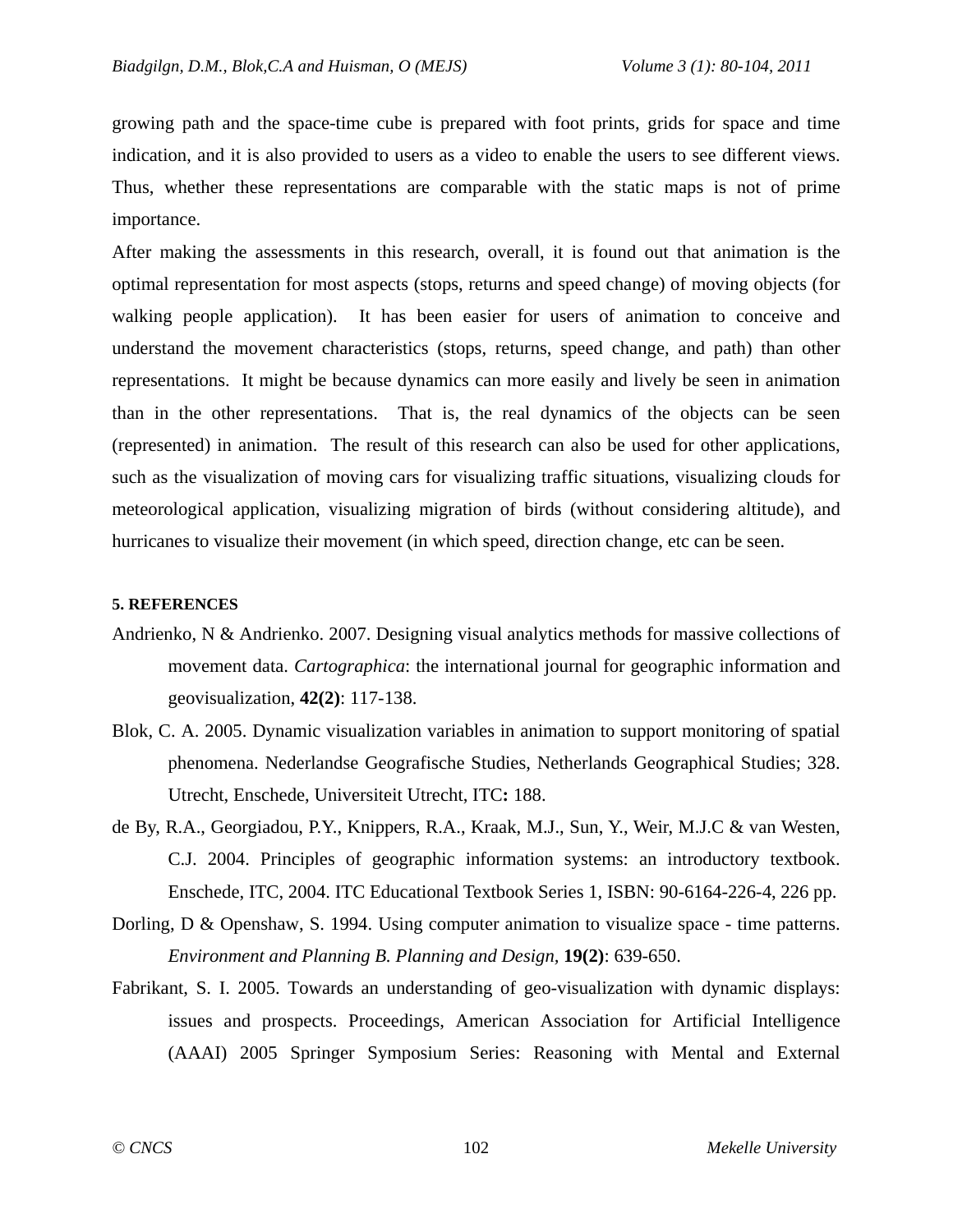growing path and the space-time cube is prepared with foot prints, grids for space and time indication, and it is also provided to users as a video to enable the users to see different views. Thus, whether these representations are comparable with the static maps is not of prime importance.

After making the assessments in this research, overall, it is found out that animation is the optimal representation for most aspects (stops, returns and speed change) of moving objects (for walking people application). It has been easier for users of animation to conceive and understand the movement characteristics (stops, returns, speed change, and path) than other representations. It might be because dynamics can more easily and lively be seen in animation than in the other representations. That is, the real dynamics of the objects can be seen (represented) in animation. The result of this research can also be used for other applications, such as the visualization of moving cars for visualizing traffic situations, visualizing clouds for meteorological application, visualizing migration of birds (without considering altitude), and hurricanes to visualize their movement (in which speed, direction change, etc can be seen.

#### 5. REFERENCES

Andrienko, N & Andrienko. 2007. Designing visual analytics methods for massive collections of movement data. *Cartographica*: the international journal for geographic information and geovisualization, **42(2)**: 117-138.

Blok, C. A. 2005. Dynamic visualization variables in animation to support monitoring of spatial phenomena. Nederlandse Geografische Studies, Netherlands Geographical Studies; 328. Utrecht, Enschede, Universiteit Utrecht, ITC**:** 188.

de By, R.A., Georgiadou, P.Y., Knippers, R.A., Kraak, M.J., Sun, Y., Weir, M.J.C & van Westen, C.J. 2004. Principles of geographic information systems: an introductory textbook. Enschede, ITC, 2004. ITC Educational Textbook Series 1, ISBN: 90-6164-226-4, 226 pp.

Dorling, D & Openshaw, S. 1994. Using computer animation to visualize space - time patterns. *Environment and Planning B. Planning and Design*, **19(2)**: 639-650.

Fabrikant, S. I. 2005. Towards an understanding of geo-visualization with dynamic displays: issues and prospects. Proceedings, American Association for Artificial Intelligence (AAAI) 2005 Springer Symposium Series: Reasoning with Mental and External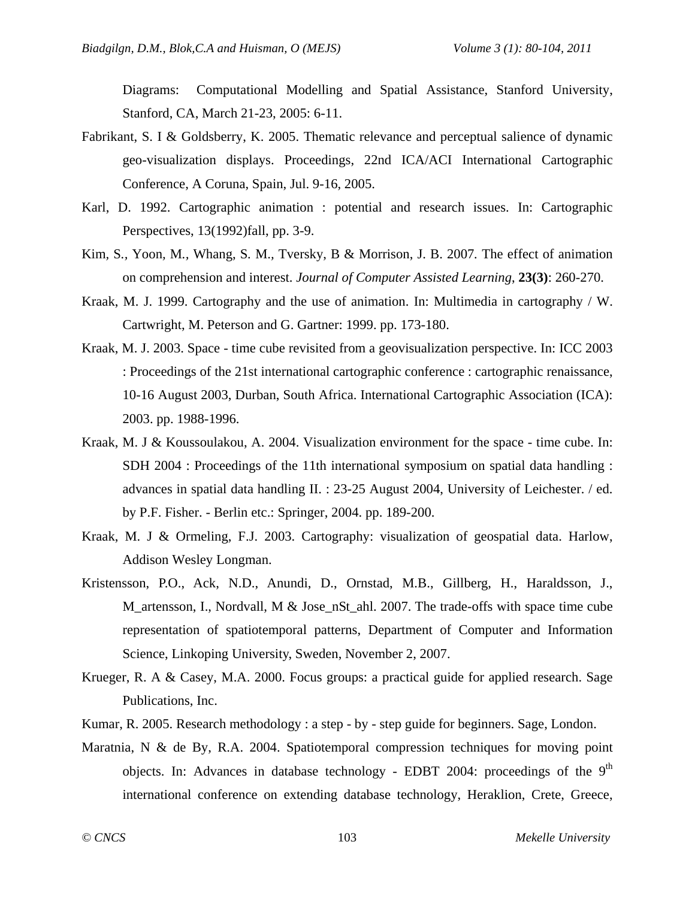Diagrams: Computational Modelling and Spatial Assistance, Stanford University, Stanford, CA, March 21-23, 2005: 6-11.

Fabrikant, S. I & Goldsberry, K. 2005. Thematic relevance and perceptual salience of dynamic geo-visualization displays. Proceedings, 22nd ICA/ACI International Cartographic Conference, A Coruna, Spain, Jul. 9-16, 2005.

Karl, D. 1992. Cartographic animation : potential and research issues. In: Cartographic Perspectives, 13(1992)fall, pp. 3-9.

Kim, S., Yoon, M., Whang, S. M., Tversky, B & Morrison, J. B. 2007. The effect of animation on comprehension and interest. *Journal of Computer Assisted Learning*, **23(3)**: 260-270.

Kraak, M. J. 1999. Cartography and the use of animation. In: Multimedia in cartography / W. Cartwright, M. Peterson and G. Gartner: 1999. pp. 173-180.

Kraak, M. J. 2003. Space - time cube revisited from a geovisualization perspective. In: ICC 2003 : Proceedings of the 21st international cartographic conference : cartographic renaissance, 10-16 August 2003, Durban, South Africa. International Cartographic Association (ICA): 2003. pp. 1988-1996.

Kraak, M. J & Koussoulakou, A. 2004. Visualization environment for the space - time cube. In: SDH 2004 : Proceedings of the 11th international symposium on spatial data handling : advances in spatial data handling II. : 23-25 August 2004, University of Leichester. / ed. by P.F. Fisher. - Berlin etc.: Springer, 2004. pp. 189-200.

Kraak, M. J & Ormeling, F.J. 2003. Cartography: visualization of geospatial data. Harlow, Addison Wesley Longman.

Kristensson, P.O., Ack, N.D., Anundi, D., Ornstad, M.B., Gillberg, H., Haraldsson, J., M_artensson, I., Nordvall, M & Jose_nSt_ahl. 2007. The trade-offs with space time cube representation of spatiotemporal patterns, Department of Computer and Information Science, Linkoping University, Sweden, November 2, 2007.

Krueger, R. A & Casey, M.A. 2000. Focus groups: a practical guide for applied research. Sage Publications, Inc.

Kumar, R. 2005. Research methodology : a step - by - step guide for beginners. Sage, London.

Maratnia, N & de By, R.A. 2004. Spatiotemporal compression techniques for moving point objects. In: Advances in database technology - EDBT 2004: proceedings of the 9th international conference on extending database technology, Heraklion, Crete, Greece,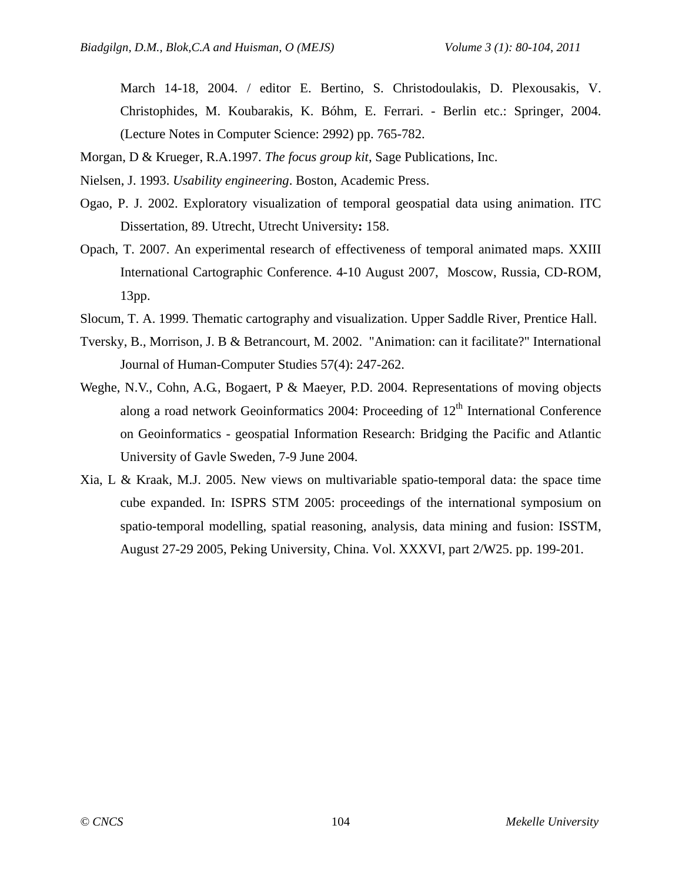March 14-18, 2004. / editor E. Bertino, S. Christodoulakis, D. Plexousakis, V. Christophides, M. Koubarakis, K. Bóhm, E. Ferrari. - Berlin etc.: Springer, 2004. (Lecture Notes in Computer Science: 2992) pp. 765-782.

Morgan, D & Krueger, R.A.1997. *The focus group kit*, Sage Publications, Inc.

Nielsen, J. 1993. *Usability engineering*. Boston, Academic Press.

Ogao, P. J. 2002. Exploratory visualization of temporal geospatial data using animation. ITC Dissertation, 89. Utrecht, Utrecht University**:** 158.

Opach, T. 2007. An experimental research of effectiveness of temporal animated maps. XXIII International Cartographic Conference. 4-10 August 2007, Moscow, Russia, CD-ROM, 13pp.

Slocum, T. A. 1999. Thematic cartography and visualization. Upper Saddle River, Prentice Hall.

Tversky, B., Morrison, J. B & Betrancourt, M. 2002. "Animation: can it facilitate?" International Journal of Human-Computer Studies 57(4): 247-262.

Weghe, N.V., Cohn, A.G., Bogaert, P & Maeyer, P.D. 2004. Representations of moving objects along a road network Geoinformatics 2004: Proceeding of 12th International Conference on Geoinformatics - geospatial Information Research: Bridging the Pacific and Atlantic University of Gavle Sweden, 7-9 June 2004.

Xia, L & Kraak, M.J. 2005. New views on multivariable spatio-temporal data: the space time cube expanded. In: ISPRS STM 2005: proceedings of the international symposium on spatio-temporal modelling, spatial reasoning, analysis, data mining and fusion: ISSTM, August 27-29 2005, Peking University, China. Vol. XXXVI, part 2/W25. pp. 199-201.